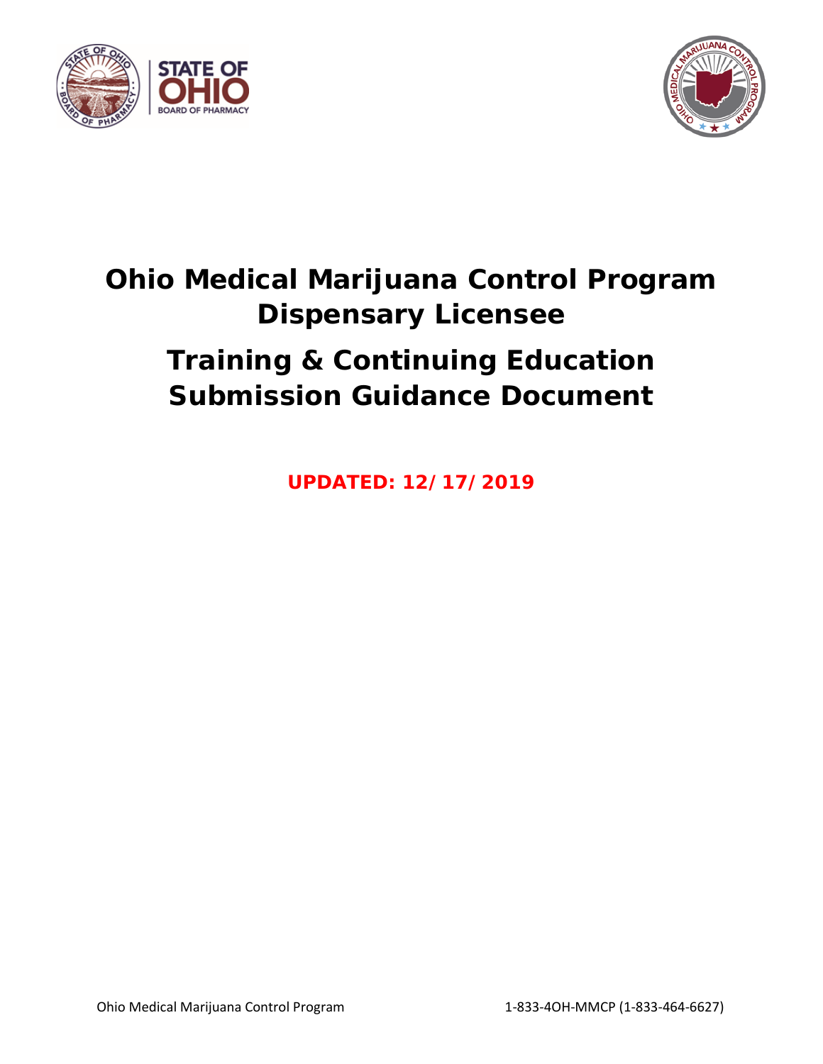# Ohio Medical Marijuana Control Program Dispensary Licensee

# Training & Continuing Education Submission Guidance Document

**UPDATED: 12/17/2019**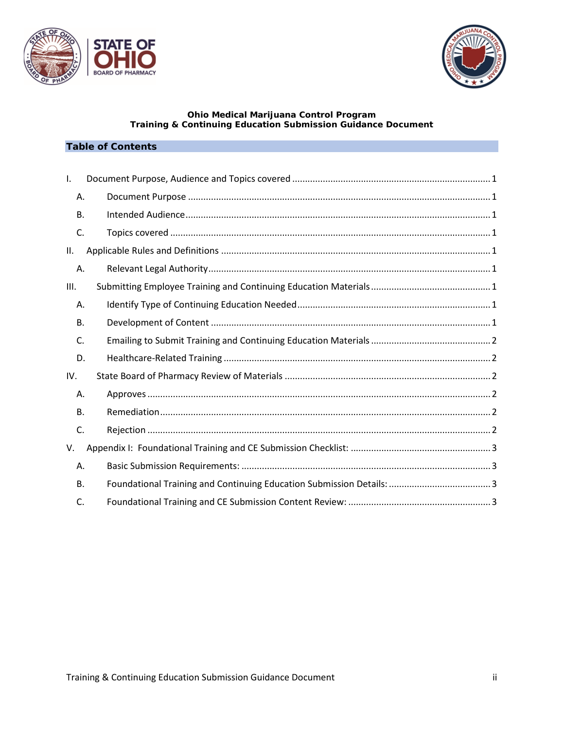**Ohio Medical Marijuana Control Program**
**Training & Continuing Education Submission Guidance Document**

## Table of Contents

- I. Document Purpose, Audience and Topics covered ........ 1
  - A. Document Purpose ........ 1
  - B. Intended Audience ........ 1
  - C. Topics covered ........ 1
- II. Applicable Rules and Definitions ........ 1
  - A. Relevant Legal Authority ........ 1
- III. Submitting Employee Training and Continuing Education Materials ........ 1
  - A. Identify Type of Continuing Education Needed ........ 1
  - B. Development of Content ........ 1
  - C. Emailing to Submit Training and Continuing Education Materials ........ 2
  - D. Healthcare-Related Training ........ 2
- IV. State Board of Pharmacy Review of Materials ........ 2
  - A. Approves ........ 2
  - B. Remediation ........ 2
  - C. Rejection ........ 2
- V. Appendix I: Foundational Training and CE Submission Checklist: ........ 3
  - A. Basic Submission Requirements: ........ 3
  - B. Foundational Training and Continuing Education Submission Details: ........ 3
  - C. Foundational Training and CE Submission Content Review: ........ 3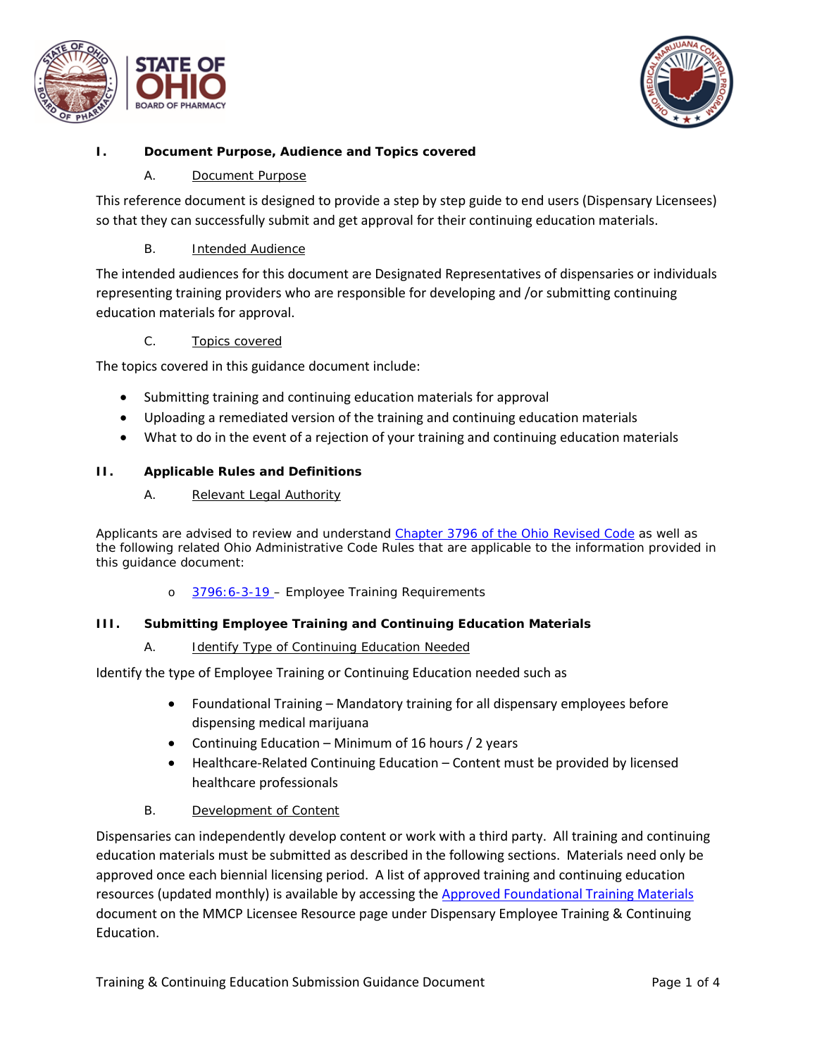## I. Document Purpose, Audience and Topics covered

### A. Document Purpose

This reference document is designed to provide a step by step guide to end users (Dispensary Licensees) so that they can successfully submit and get approval for their continuing education materials.

### B. Intended Audience

The intended audiences for this document are Designated Representatives of dispensaries or individuals representing training providers who are responsible for developing and /or submitting continuing education materials for approval.

### C. Topics covered

The topics covered in this guidance document include:

- Submitting training and continuing education materials for approval
- Uploading a remediated version of the training and continuing education materials
- What to do in the event of a rejection of your training and continuing education materials

## II. Applicable Rules and Definitions

### A. Relevant Legal Authority

Applicants are advised to review and understand [Chapter 3796 of the Ohio Revised Code]() as well as the following related Ohio Administrative Code Rules that are applicable to the information provided in this guidance document:

- [3796:6-3-19]() – Employee Training Requirements

## III. Submitting Employee Training and Continuing Education Materials

### A. Identify Type of Continuing Education Needed

Identify the type of Employee Training or Continuing Education needed such as

- Foundational Training – Mandatory training for all dispensary employees before dispensing medical marijuana
- Continuing Education – Minimum of 16 hours / 2 years
- Healthcare-Related Continuing Education – Content must be provided by licensed healthcare professionals

### B. Development of Content

Dispensaries can independently develop content or work with a third party. All training and continuing education materials must be submitted as described in the following sections. Materials need only be approved once each biennial licensing period. A list of approved training and continuing education resources (updated monthly) is available by accessing the [Approved Foundational Training Materials]() document on the MMCP Licensee Resource page under Dispensary Employee Training & Continuing Education.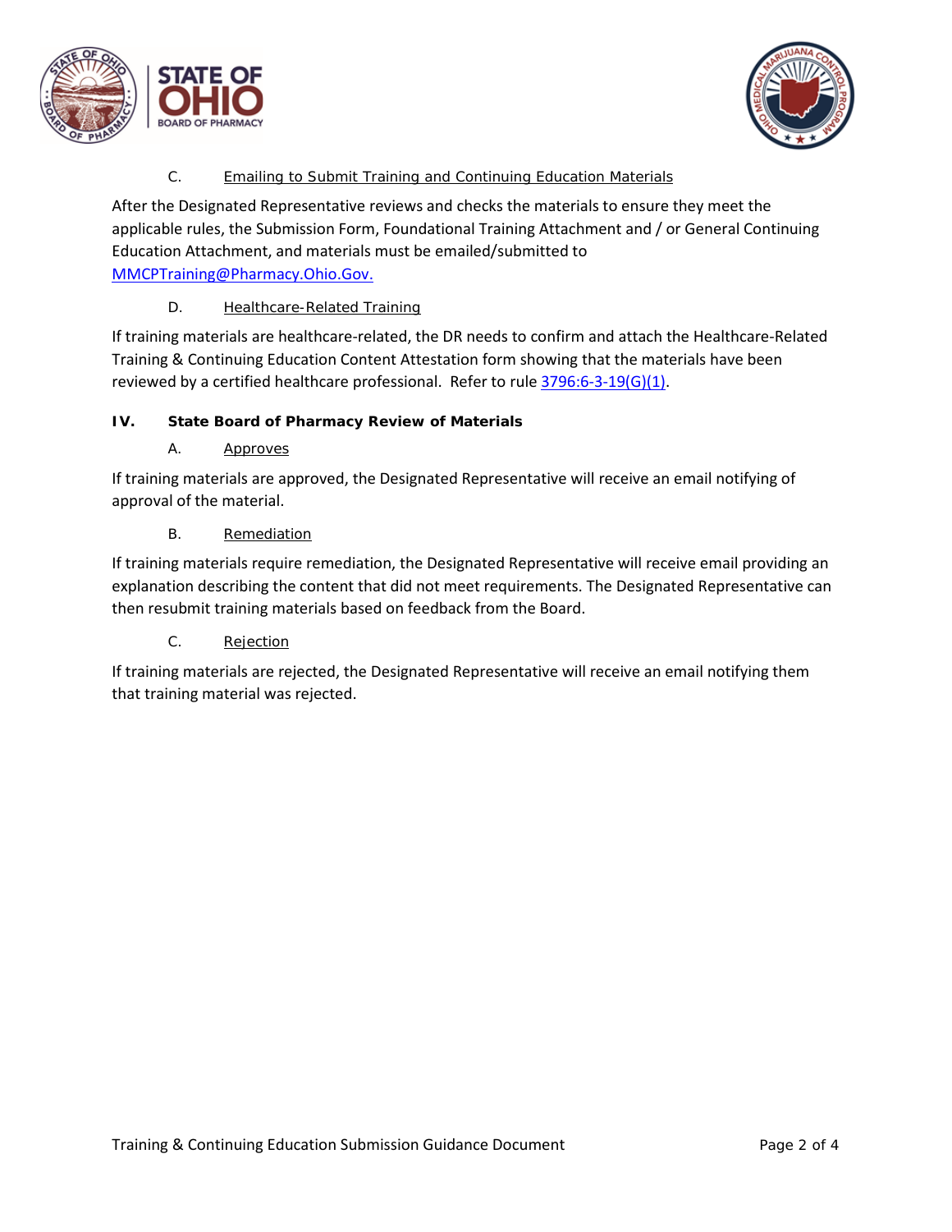C. Emailing to Submit Training and Continuing Education Materials

After the Designated Representative reviews and checks the materials to ensure they meet the applicable rules, the Submission Form, Foundational Training Attachment and / or General Continuing Education Attachment, and materials must be emailed/submitted to [MMCPTraining@Pharmacy.Ohio.Gov.](mailto:MMCPTraining@Pharmacy.Ohio.Gov)

D. Healthcare-Related Training

If training materials are healthcare-related, the DR needs to confirm and attach the Healthcare-Related Training & Continuing Education Content Attestation form showing that the materials have been reviewed by a certified healthcare professional. Refer to rule 3796:6-3-19(G)(1).

## IV. State Board of Pharmacy Review of Materials

A. Approves

If training materials are approved, the Designated Representative will receive an email notifying of approval of the material.

B. Remediation

If training materials require remediation, the Designated Representative will receive email providing an explanation describing the content that did not meet requirements. The Designated Representative can then resubmit training materials based on feedback from the Board.

C. Rejection

If training materials are rejected, the Designated Representative will receive an email notifying them that training material was rejected.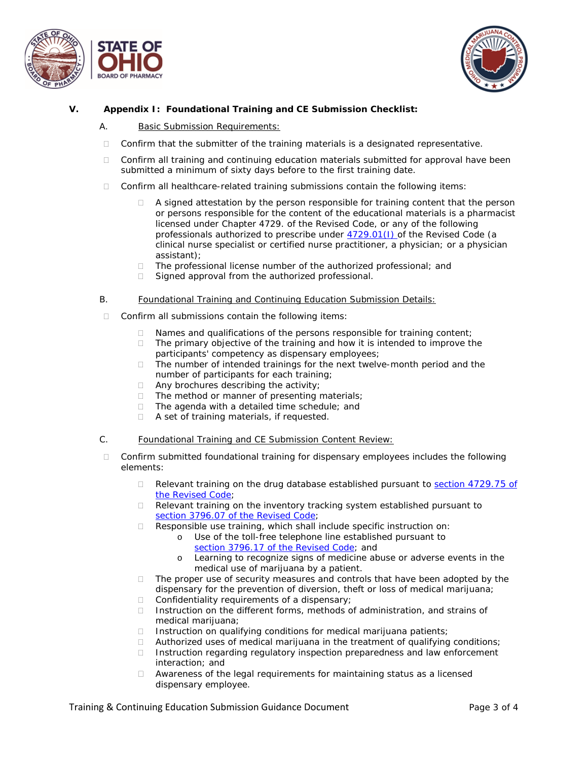## V. Appendix I: Foundational Training and CE Submission Checklist:

### A. Basic Submission Requirements:

- Confirm that the submitter of the training materials is a designated representative.
- Confirm all training and continuing education materials submitted for approval have been submitted a minimum of sixty days before to the first training date.
- Confirm all healthcare-related training submissions contain the following items:
  - A signed attestation by the person responsible for training content that the person or persons responsible for the content of the educational materials is a pharmacist licensed under Chapter 4729. of the Revised Code, or any of the following professionals authorized to prescribe under 4729.01(I) of the Revised Code (a clinical nurse specialist or certified nurse practitioner, a physician; or a physician assistant);
  - The professional license number of the authorized professional; and
  - Signed approval from the authorized professional.

### B. Foundational Training and Continuing Education Submission Details:

- Confirm all submissions contain the following items:
  - Names and qualifications of the persons responsible for training content;
  - The primary objective of the training and how it is intended to improve the participants' competency as dispensary employees;
  - The number of intended trainings for the next twelve-month period and the number of participants for each training;
  - Any brochures describing the activity;
  - The method or manner of presenting materials;
  - The agenda with a detailed time schedule; and
  - A set of training materials, if requested.

### C. Foundational Training and CE Submission Content Review:

- Confirm submitted foundational training for dispensary employees includes the following elements:
  - Relevant training on the drug database established pursuant to section 4729.75 of the Revised Code;
  - Relevant training on the inventory tracking system established pursuant to section 3796.07 of the Revised Code;
  - Responsible use training, which shall include specific instruction on:
    - Use of the toll-free telephone line established pursuant to section 3796.17 of the Revised Code; and
    - Learning to recognize signs of medicine abuse or adverse events in the medical use of marijuana by a patient.
  - The proper use of security measures and controls that have been adopted by the dispensary for the prevention of diversion, theft or loss of medical marijuana;
  - Confidentiality requirements of a dispensary;
  - Instruction on the different forms, methods of administration, and strains of medical marijuana;
  - Instruction on qualifying conditions for medical marijuana patients;
  - Authorized uses of medical marijuana in the treatment of qualifying conditions;
  - Instruction regarding regulatory inspection preparedness and law enforcement interaction; and
  - Awareness of the legal requirements for maintaining status as a licensed dispensary employee.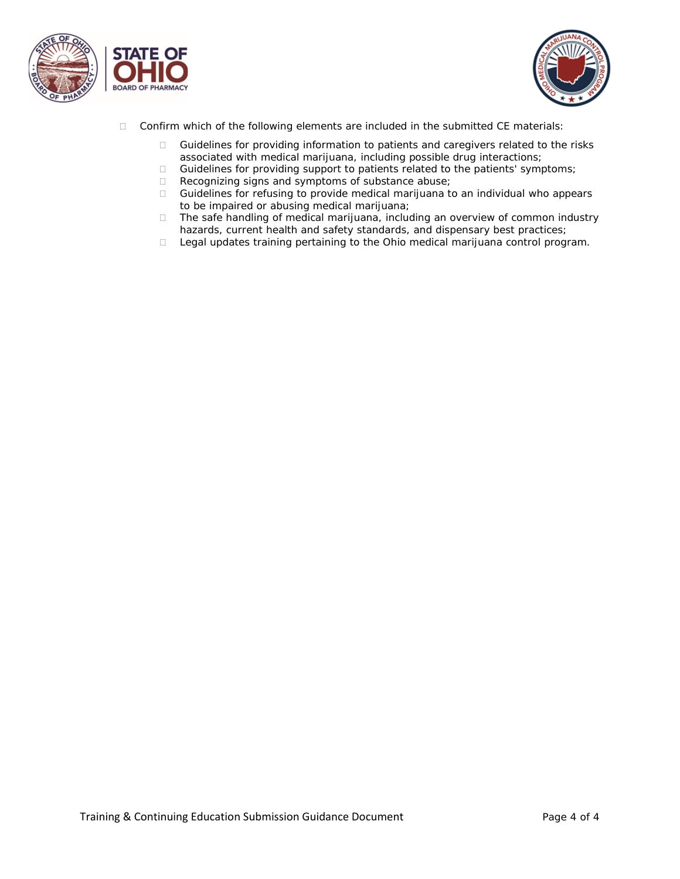- Confirm which of the following elements are included in the submitted CE materials:
  - Guidelines for providing information to patients and caregivers related to the risks associated with medical marijuana, including possible drug interactions;
  - Guidelines for providing support to patients related to the patients' symptoms;
  - Recognizing signs and symptoms of substance abuse;
  - Guidelines for refusing to provide medical marijuana to an individual who appears to be impaired or abusing medical marijuana;
  - The safe handling of medical marijuana, including an overview of common industry hazards, current health and safety standards, and dispensary best practices;
  - Legal updates training pertaining to the Ohio medical marijuana control program.